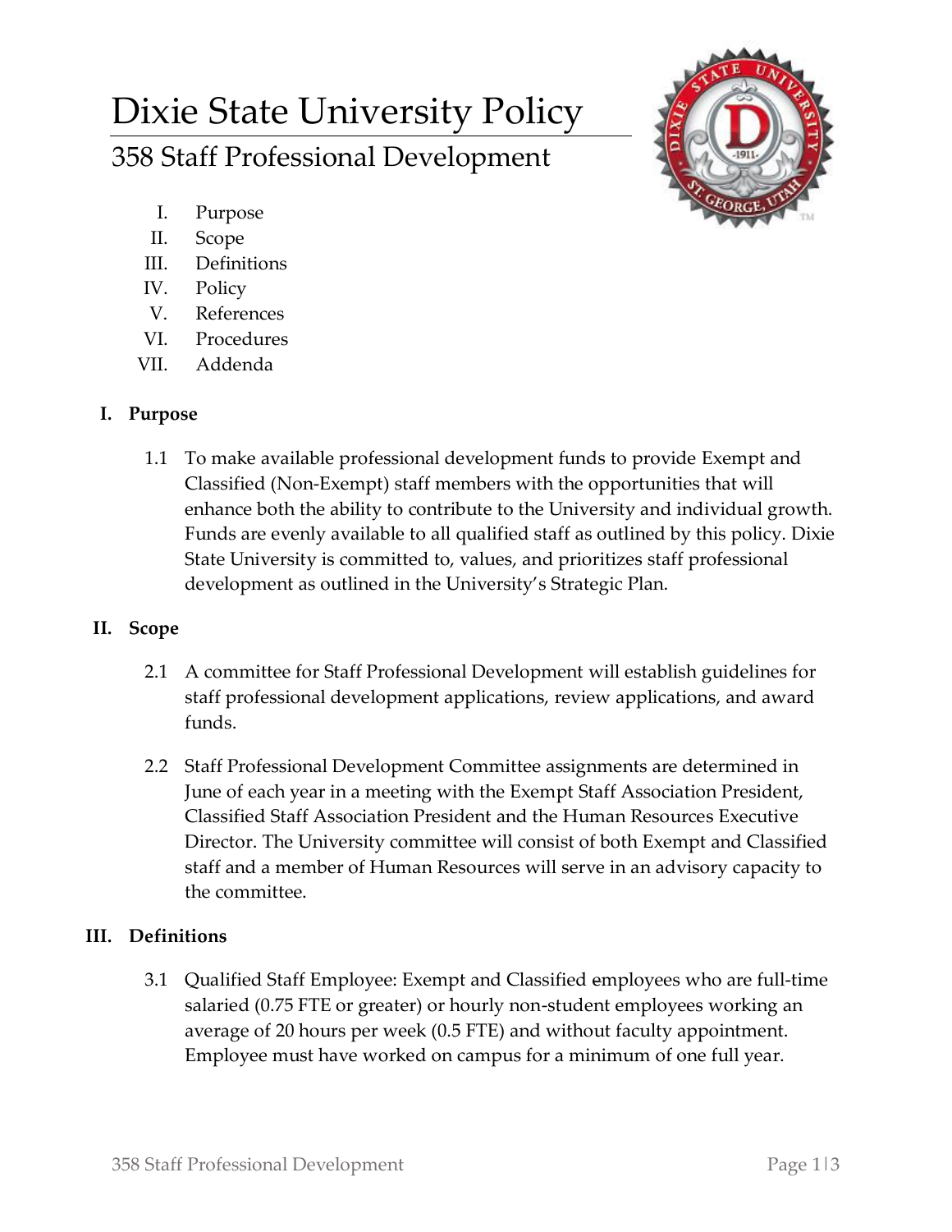# Dixie State University Policy

## 358 Staff Professional Development

I. Purpose
II. Scope
III. Definitions
IV. Policy
V. References
VI. Procedures
VII. Addenda

### I. Purpose

1.1 To make available professional development funds to provide Exempt and Classified (Non-Exempt) staff members with the opportunities that will enhance both the ability to contribute to the University and individual growth. Funds are evenly available to all qualified staff as outlined by this policy. Dixie State University is committed to, values, and prioritizes staff professional development as outlined in the University's Strategic Plan.

### II. Scope

2.1 A committee for Staff Professional Development will establish guidelines for staff professional development applications, review applications, and award funds.

2.2 Staff Professional Development Committee assignments are determined in June of each year in a meeting with the Exempt Staff Association President, Classified Staff Association President and the Human Resources Executive Director. The University committee will consist of both Exempt and Classified staff and a member of Human Resources will serve in an advisory capacity to the committee.

### III. Definitions

3.1 Qualified Staff Employee: Exempt and Classified employees who are full-time salaried (0.75 FTE or greater) or hourly non-student employees working an average of 20 hours per week (0.5 FTE) and without faculty appointment. Employee must have worked on campus for a minimum of one full year.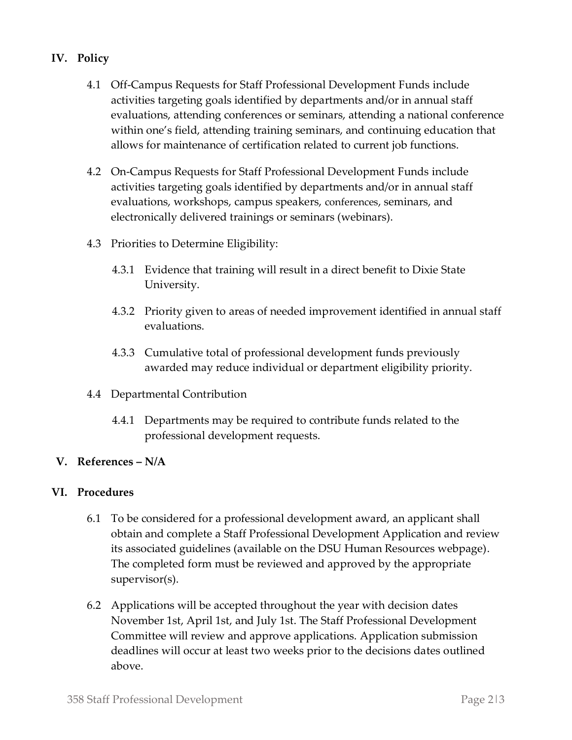## IV. Policy

4.1 Off-Campus Requests for Staff Professional Development Funds include activities targeting goals identified by departments and/or in annual staff evaluations, attending conferences or seminars, attending a national conference within one's field, attending training seminars, and continuing education that allows for maintenance of certification related to current job functions.

4.2 On-Campus Requests for Staff Professional Development Funds include activities targeting goals identified by departments and/or in annual staff evaluations, workshops, campus speakers, conferences, seminars, and electronically delivered trainings or seminars (webinars).

4.3 Priorities to Determine Eligibility:

4.3.1 Evidence that training will result in a direct benefit to Dixie State University.

4.3.2 Priority given to areas of needed improvement identified in annual staff evaluations.

4.3.3 Cumulative total of professional development funds previously awarded may reduce individual or department eligibility priority.

4.4 Departmental Contribution

4.4.1 Departments may be required to contribute funds related to the professional development requests.

## V. References – N/A

## VI. Procedures

6.1 To be considered for a professional development award, an applicant shall obtain and complete a Staff Professional Development Application and review its associated guidelines (available on the DSU Human Resources webpage). The completed form must be reviewed and approved by the appropriate supervisor(s).

6.2 Applications will be accepted throughout the year with decision dates November 1st, April 1st, and July 1st. The Staff Professional Development Committee will review and approve applications. Application submission deadlines will occur at least two weeks prior to the decisions dates outlined above.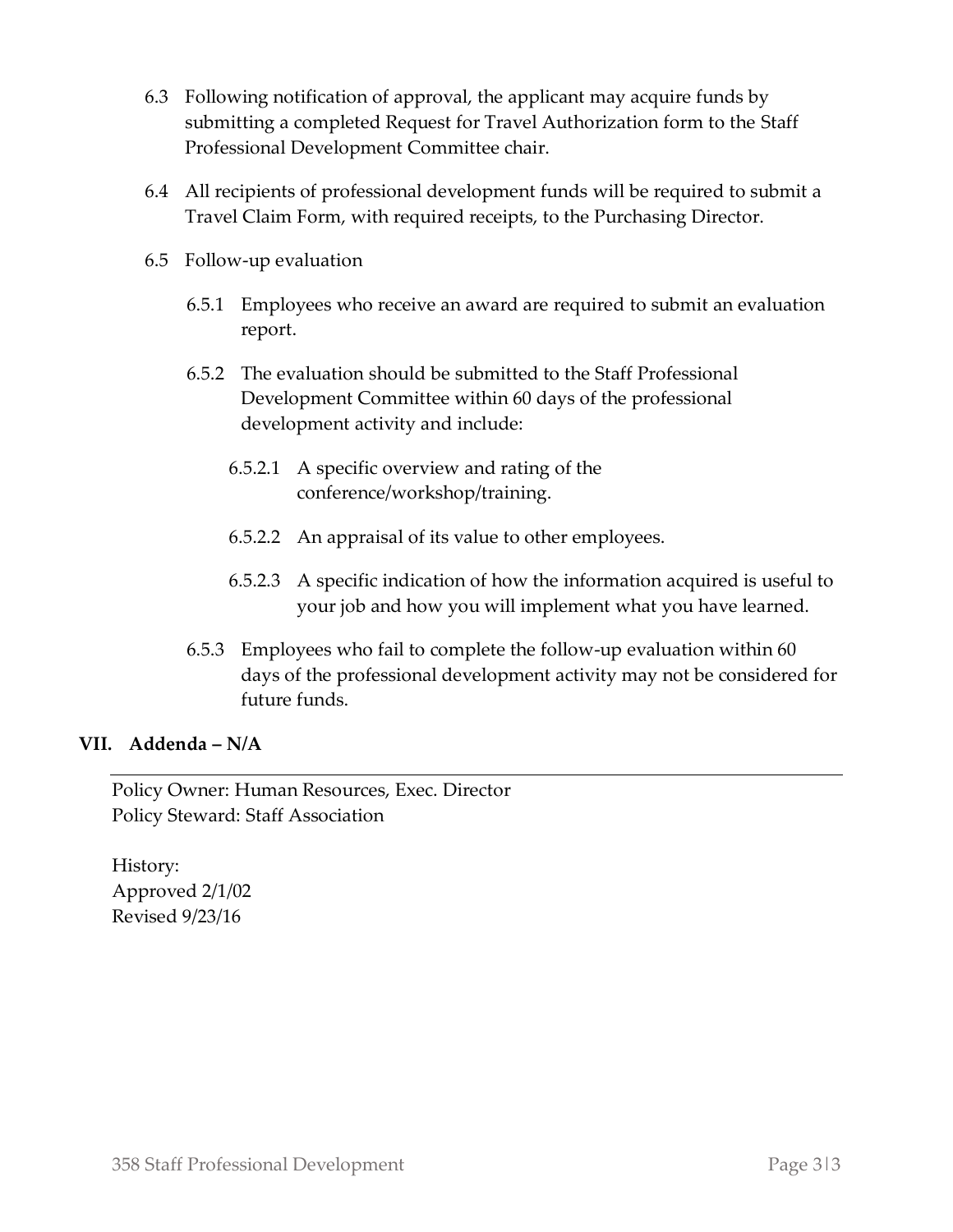6.3 Following notification of approval, the applicant may acquire funds by submitting a completed Request for Travel Authorization form to the Staff Professional Development Committee chair.

6.4 All recipients of professional development funds will be required to submit a Travel Claim Form, with required receipts, to the Purchasing Director.

6.5 Follow-up evaluation

6.5.1 Employees who receive an award are required to submit an evaluation report.

6.5.2 The evaluation should be submitted to the Staff Professional Development Committee within 60 days of the professional development activity and include:

6.5.2.1 A specific overview and rating of the conference/workshop/training.

6.5.2.2 An appraisal of its value to other employees.

6.5.2.3 A specific indication of how the information acquired is useful to your job and how you will implement what you have learned.

6.5.3 Employees who fail to complete the follow-up evaluation within 60 days of the professional development activity may not be considered for future funds.

## VII. Addenda – N/A

---

Policy Owner: Human Resources, Exec. Director
Policy Steward: Staff Association

History:
Approved 2/1/02
Revised 9/23/16